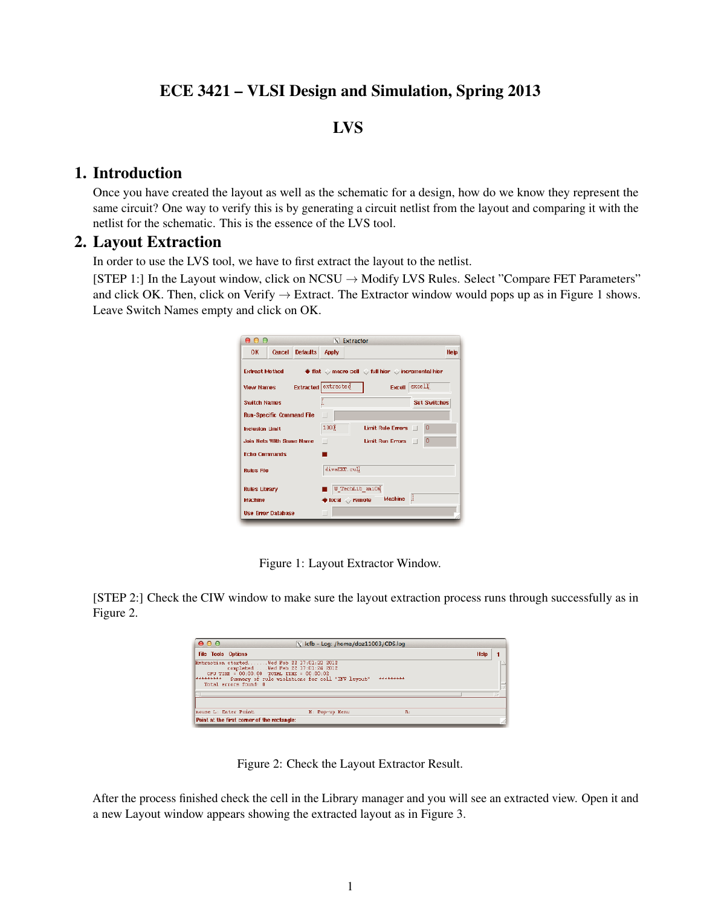# ECE 3421 – VLSI Design and Simulation, Spring 2013

## LVS

## 1. Introduction

Once you have created the layout as well as the schematic for a design, how do we know they represent the same circuit? One way to verify this is by generating a circuit netlist from the layout and comparing it with the netlist for the schematic. This is the essence of the LVS tool.

## 2. Layout Extraction

In order to use the LVS tool, we have to first extract the layout to the netlist.

[STEP 1:] In the Layout window, click on NCSU → Modify LVS Rules. Select "Compare FET Parameters" and click OK. Then, click on Verify → Extract. The Extractor window would pops up as in Figure 1 shows. Leave Switch Names empty and click on OK.

Figure 1: Layout Extractor Window.

[STEP 2:] Check the CIW window to make sure the layout extraction process runs through successfully as in Figure 2.

Figure 2: Check the Layout Extractor Result.

After the process finished check the cell in the Library manager and you will see an extracted view. Open it and a new Layout window appears showing the extracted layout as in Figure 3.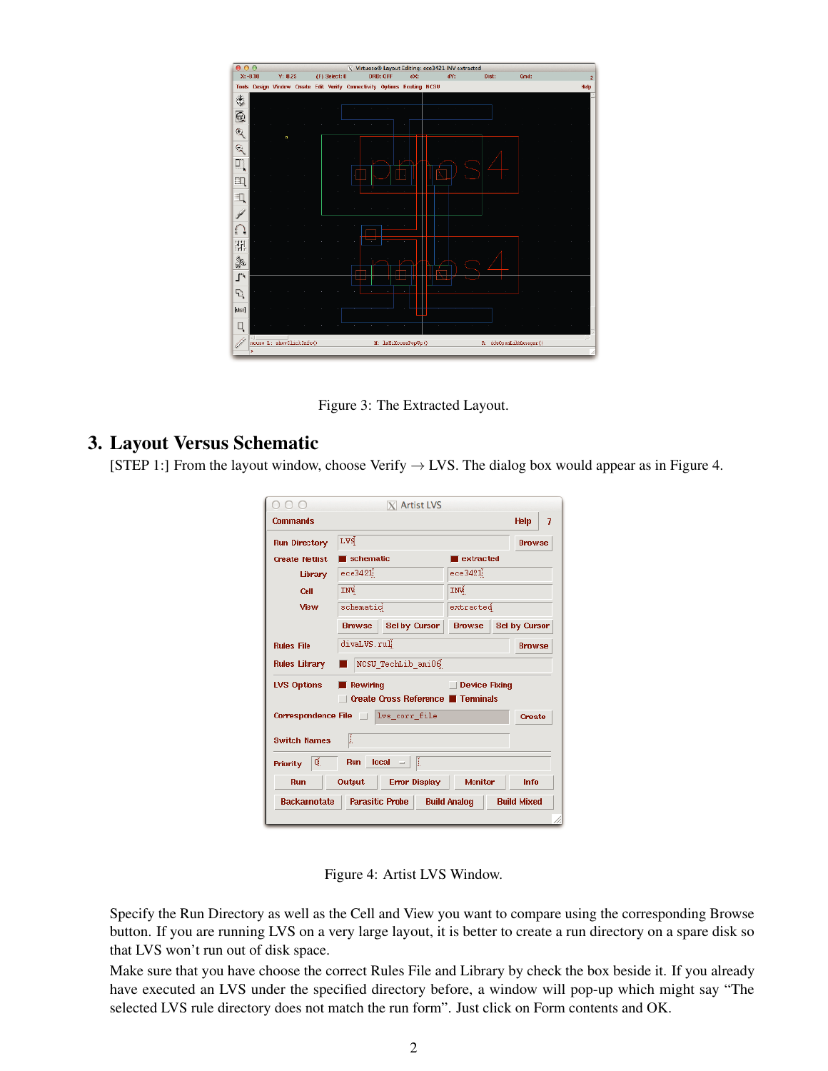Figure 3: The Extracted Layout.

## 3. Layout Versus Schematic

[STEP 1:] From the layout window, choose Verify → LVS. The dialog box would appear as in Figure 4.

Figure 4: Artist LVS Window.

Specify the Run Directory as well as the Cell and View you want to compare using the corresponding Browse button. If you are running LVS on a very large layout, it is better to create a run directory on a spare disk so that LVS won't run out of disk space.

Make sure that you have choose the correct Rules File and Library by check the box beside it. If you already have executed an LVS under the specified directory before, a window will pop-up which might say "The selected LVS rule directory does not match the run form". Just click on Form contents and OK.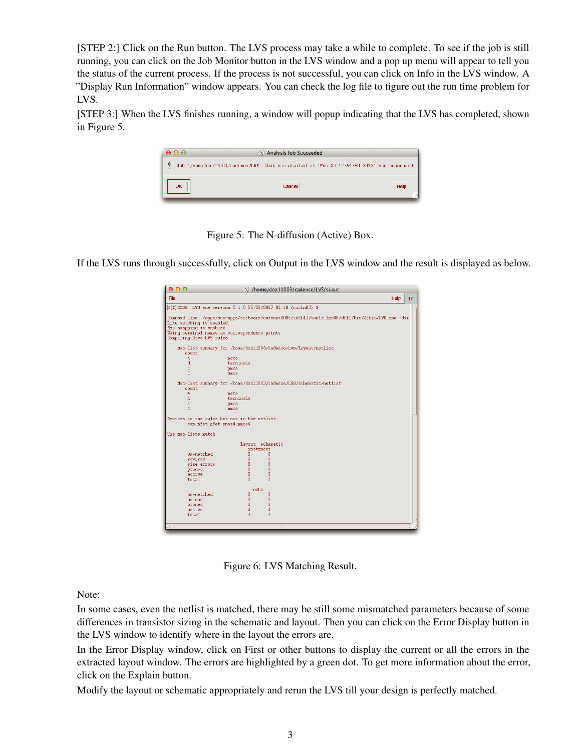[STEP 2:] Click on the Run button. The LVS process may take a while to complete. To see if the job is still running, you can click on the Job Monitor button in the LVS window and a pop up menu will appear to tell you the status of the current process. If the process is not successful, you can click on Info in the LVS window. A "Display Run Information" window appears. You can check the log file to figure out the run time problem for LVS.

[STEP 3:] When the LVS finishes running, a window will popup indicating that the LVS has completed, shown in Figure 5.

Figure 5: The N-diffusion (Active) Box.

If the LVS runs through successfully, click on Output in the LVS window and the result is displayed as below.

Figure 6: LVS Matching Result.

Note:

In some cases, even the netlist is matched, there may be still some mismatched parameters because of some differences in transistor sizing in the schematic and layout. Then you can click on the Error Display button in the LVS window to identify where in the layout the errors are.

In the Error Display window, click on First or other buttons to display the current or all the errors in the extracted layout window. The errors are highlighted by a green dot. To get more information about the error, click on the Explain button.

Modify the layout or schematic appropriately and rerun the LVS till your design is perfectly matched.